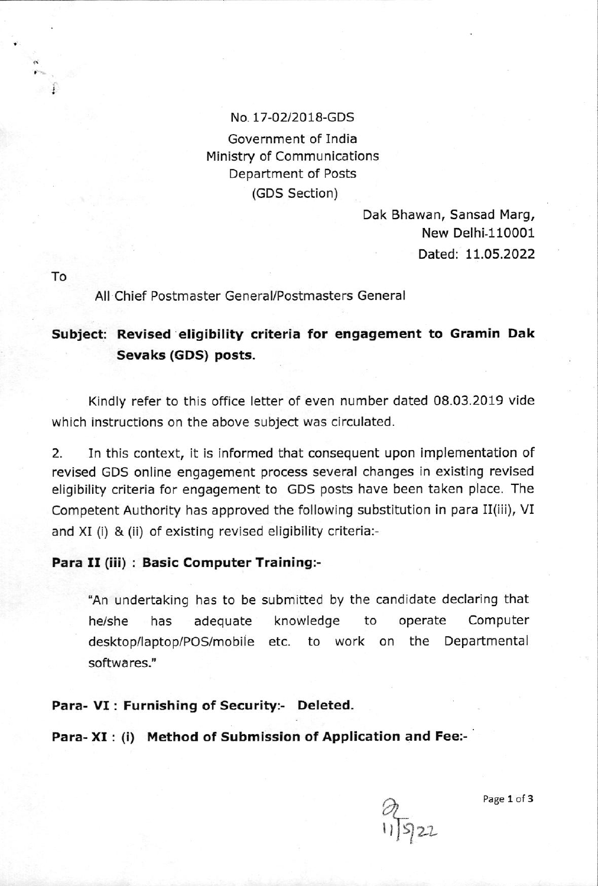No. 17-02/2018-GDS

Government of India
Ministry of Communications
Department of Posts
(GDS Section)

Dak Bhawan, Sansad Marg,
New Delhi-110001
Dated: 11.05.2022

To

All Chief Postmaster General/Postmasters General

**Subject: Revised eligibility criteria for engagement to Gramin Dak Sevaks (GDS) posts.**

Kindly refer to this office letter of even number dated 08.03.2019 vide which instructions on the above subject was circulated.

2. In this context, it is informed that consequent upon implementation of revised GDS online engagement process several changes in existing revised eligibility criteria for engagement to GDS posts have been taken place. The Competent Authority has approved the following substitution in para II(iii), VI and XI (i) & (ii) of existing revised eligibility criteria:-

**Para II (iii) : Basic Computer Training:-**

> "An undertaking has to be submitted by the candidate declaring that he/she has adequate knowledge to operate Computer desktop/laptop/POS/mobile etc. to work on the Departmental softwares."

**Para- VI : Furnishing of Security:- Deleted.**

**Para- XI : (i) Method of Submission of Application and Fee:-**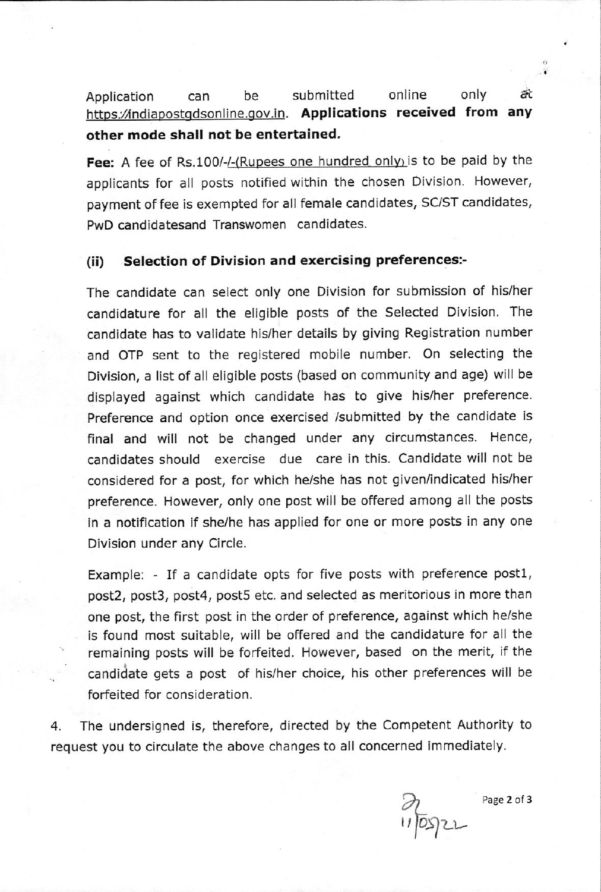Application can be submitted online only at https://indiapostgdsonline.gov.in. **Applications received from any other mode shall not be entertained.**

**Fee:** A fee of Rs.100/-/-(Rupees one hundred only) is to be paid by the applicants for all posts notified within the chosen Division. However, payment of fee is exempted for all female candidates, SC/ST candidates, PwD candidatesand Transwomen candidates.

**(ii) Selection of Division and exercising preferences:-**

The candidate can select only one Division for submission of his/her candidature for all the eligible posts of the Selected Division. The candidate has to validate his/her details by giving Registration number and OTP sent to the registered mobile number. On selecting the Division, a list of all eligible posts (based on community and age) will be displayed against which candidate has to give his/her preference. Preference and option once exercised /submitted by the candidate is final and will not be changed under any circumstances. Hence, candidates should exercise due care in this. Candidate will not be considered for a post, for which he/she has not given/indicated his/her preference. However, only one post will be offered among all the posts in a notification if she/he has applied for one or more posts in any one Division under any Circle.

Example: - If a candidate opts for five posts with preference post1, post2, post3, post4, post5 etc. and selected as meritorious in more than one post, the first post in the order of preference, against which he/she is found most suitable, will be offered and the candidature for all the remaining posts will be forfeited. However, based on the merit, if the candidate gets a post of his/her choice, his other preferences will be forfeited for consideration.

4. The undersigned is, therefore, directed by the Competent Authority to request you to circulate the above changes to all concerned immediately.

11/05/22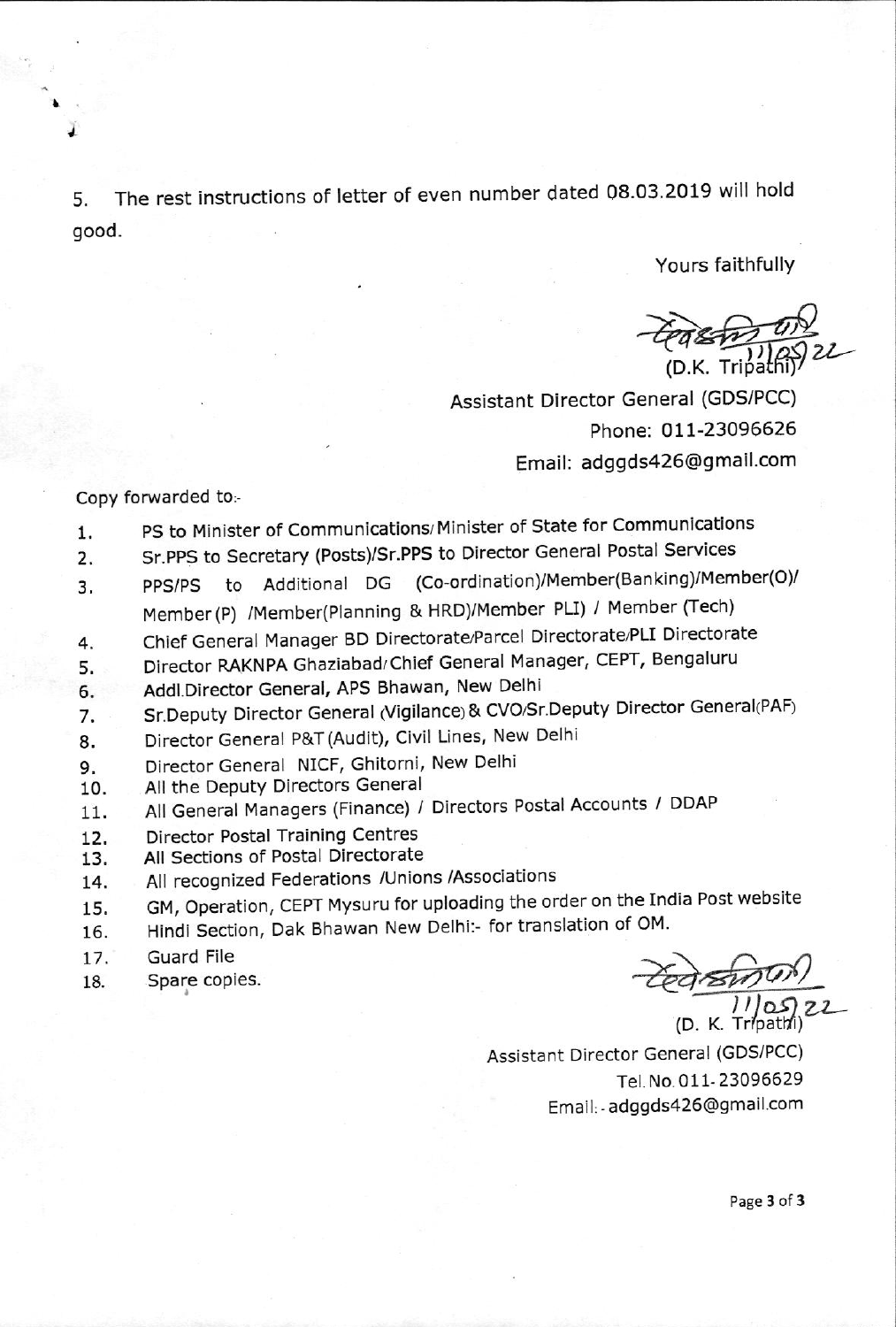5. The rest instructions of letter of even number dated 08.03.2019 will hold good.

Yours faithfully

(D.K. Tripathi) 11/05/22

Assistant Director General (GDS/PCC)
Phone: 011-23096626
Email: adggds426@gmail.com

Copy forwarded to:-

1. PS to Minister of Communications/Minister of State for Communications
2. Sr.PPS to Secretary (Posts)/Sr.PPS to Director General Postal Services
3. PPS/PS to Additional DG (Co-ordination)/Member(Banking)/Member(O)/ Member(P) /Member(Planning & HRD)/Member PLI) / Member (Tech)
4. Chief General Manager BD Directorate/Parcel Directorate/PLI Directorate
5. Director RAKNPA Ghaziabad/Chief General Manager, CEPT, Bengaluru
6. Addl.Director General, APS Bhawan, New Delhi
7. Sr.Deputy Director General (Vigilance) & CVO/Sr.Deputy Director General(PAF)
8. Director General P&T (Audit), Civil Lines, New Delhi
9. Director General NICF, Ghitorni, New Delhi
10. All the Deputy Directors General
11. All General Managers (Finance) / Directors Postal Accounts / DDAP
12. Director Postal Training Centres
13. All Sections of Postal Directorate
14. All recognized Federations /Unions /Associations
15. GM, Operation, CEPT Mysuru for uploading the order on the India Post website
16. Hindi Section, Dak Bhawan New Delhi:- for translation of OM.
17. Guard File
18. Spare copies.

(D. K. Tripathi) 11/05/22

Assistant Director General (GDS/PCC)
Tel. No. 011-23096629
Email:- adggds426@gmail.com